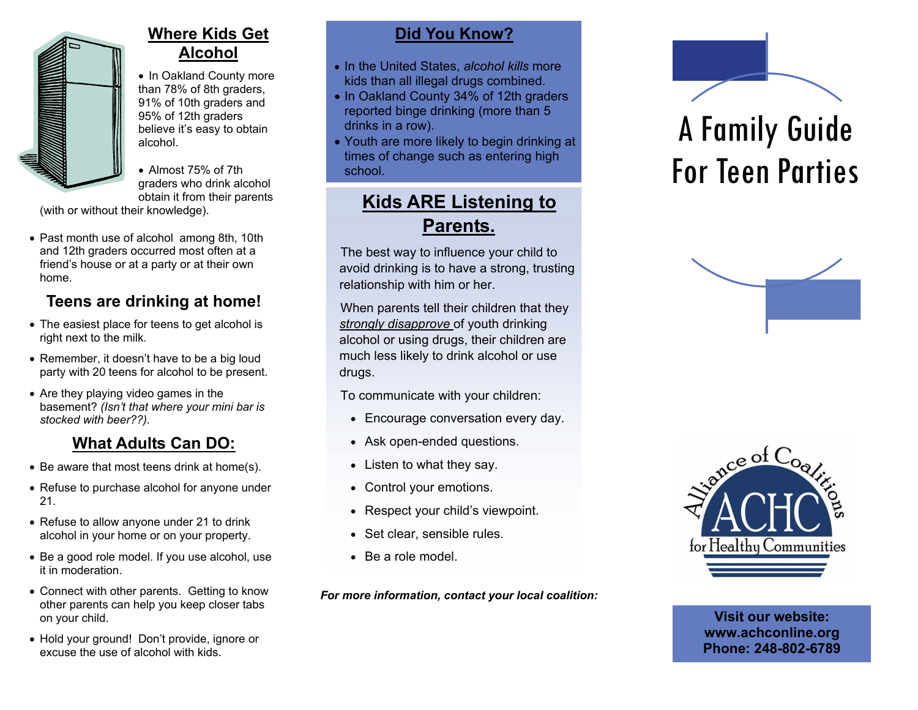## Where Kids Get Alcohol

- In Oakland County more than 78% of 8th graders, 91% of 10th graders and 95% of 12th graders believe it's easy to obtain alcohol.
- Almost 75% of 7th graders who drink alcohol obtain it from their parents (with or without their knowledge).
- Past month use of alcohol among 8th, 10th and 12th graders occurred most often at a friend's house or at a party or at their own home.

### Teens are drinking at home!

- The easiest place for teens to get alcohol is right next to the milk.
- Remember, it doesn't have to be a big loud party with 20 teens for alcohol to be present.
- Are they playing video games in the basement? *(Isn't that where your mini bar is stocked with beer??).*

## What Adults Can DO:

- Be aware that most teens drink at home(s).
- Refuse to purchase alcohol for anyone under 21.
- Refuse to allow anyone under 21 to drink alcohol in your home or on your property.
- Be a good role model. If you use alcohol, use it in moderation.
- Connect with other parents. Getting to know other parents can help you keep closer tabs on your child.
- Hold your ground! Don't provide, ignore or excuse the use of alcohol with kids.

## Did You Know?

- In the United States, *alcohol kills* more kids than all illegal drugs combined.
- In Oakland County 34% of 12th graders reported binge drinking (more than 5 drinks in a row).
- Youth are more likely to begin drinking at times of change such as entering high school.

## Kids ARE Listening to Parents.

The best way to influence your child to avoid drinking is to have a strong, trusting relationship with him or her.

When parents tell their children that they *strongly disapprove* of youth drinking alcohol or using drugs, their children are much less likely to drink alcohol or use drugs.

To communicate with your children:

- Encourage conversation every day.
- Ask open-ended questions.
- Listen to what they say.
- Control your emotions.
- Respect your child's viewpoint.
- Set clear, sensible rules.
- Be a role model.

***For more information, contact your local coalition:***

# A Family Guide For Teen Parties

Alliance of Coalitions ACHC for Healthy Communities

**Visit our website:**
**www.achconline.org**
**Phone: 248-802-6789**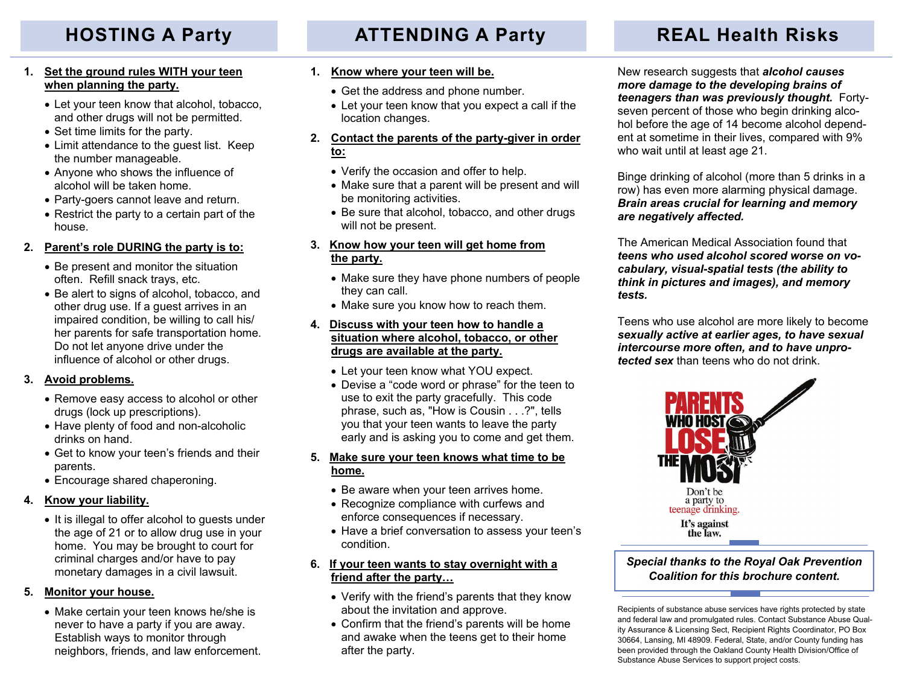## HOSTING A Party

1. **Set the ground rules WITH your teen when planning the party.**
   - Let your teen know that alcohol, tobacco, and other drugs will not be permitted.
   - Set time limits for the party.
   - Limit attendance to the guest list. Keep the number manageable.
   - Anyone who shows the influence of alcohol will be taken home.
   - Party-goers cannot leave and return.
   - Restrict the party to a certain part of the house.

2. **Parent's role DURING the party is to:**
   - Be present and monitor the situation often. Refill snack trays, etc.
   - Be alert to signs of alcohol, tobacco, and other drug use. If a guest arrives in an impaired condition, be willing to call his/her parents for safe transportation home. Do not let anyone drive under the influence of alcohol or other drugs.

3. **Avoid problems.**
   - Remove easy access to alcohol or other drugs (lock up prescriptions).
   - Have plenty of food and non-alcoholic drinks on hand.
   - Get to know your teen's friends and their parents.
   - Encourage shared chaperoning.

4. **Know your liability.**
   - It is illegal to offer alcohol to guests under the age of 21 or to allow drug use in your home. You may be brought to court for criminal charges and/or have to pay monetary damages in a civil lawsuit.

5. **Monitor your house.**
   - Make certain your teen knows he/she is never to have a party if you are away. Establish ways to monitor through neighbors, friends, and law enforcement.

## ATTENDING A Party

1. **Know where your teen will be.**
   - Get the address and phone number.
   - Let your teen know that you expect a call if the location changes.

2. **Contact the parents of the party-giver in order to:**
   - Verify the occasion and offer to help.
   - Make sure that a parent will be present and will be monitoring activities.
   - Be sure that alcohol, tobacco, and other drugs will not be present.

3. **Know how your teen will get home from the party.**
   - Make sure they have phone numbers of people they can call.
   - Make sure you know how to reach them.

4. **Discuss with your teen how to handle a situation where alcohol, tobacco, or other drugs are available at the party.**
   - Let your teen know what YOU expect.
   - Devise a "code word or phrase" for the teen to use to exit the party gracefully. This code phrase, such as, "How is Cousin . . .?", tells you that your teen wants to leave the party early and is asking you to come and get them.

5. **Make sure your teen knows what time to be home.**
   - Be aware when your teen arrives home.
   - Recognize compliance with curfews and enforce consequences if necessary.
   - Have a brief conversation to assess your teen's condition.

6. **If your teen wants to stay overnight with a friend after the party…**
   - Verify with the friend's parents that they know about the invitation and approve.
   - Confirm that the friend's parents will be home and awake when the teens get to their home after the party.

## REAL Health Risks

New research suggests that ***alcohol causes more damage to the developing brains of teenagers than was previously thought.*** Forty-seven percent of those who begin drinking alcohol before the age of 14 become alcohol dependent at sometime in their lives, compared with 9% who wait until at least age 21.

Binge drinking of alcohol (more than 5 drinks in a row) has even more alarming physical damage. ***Brain areas crucial for learning and memory are negatively affected.***

The American Medical Association found that ***teens who used alcohol scored worse on vocabulary, visual-spatial tests (the ability to think in pictures and images), and memory tests.***

Teens who use alcohol are more likely to become ***sexually active at earlier ages, to have sexual intercourse more often, and to have unprotected sex*** than teens who do not drink.

PARENTS WHO HOST LOSE THE MOST

Don't be a party to teenage drinking.

It's against the law.

***Special thanks to the Royal Oak Prevention Coalition for this brochure content.***

Recipients of substance abuse services have rights protected by state and federal law and promulgated rules. Contact Substance Abuse Quality Assurance & Licensing Sect, Recipient Rights Coordinator, PO Box 30664, Lansing, MI 48909. Federal, State, and/or County funding has been provided through the Oakland County Health Division/Office of Substance Abuse Services to support project costs.